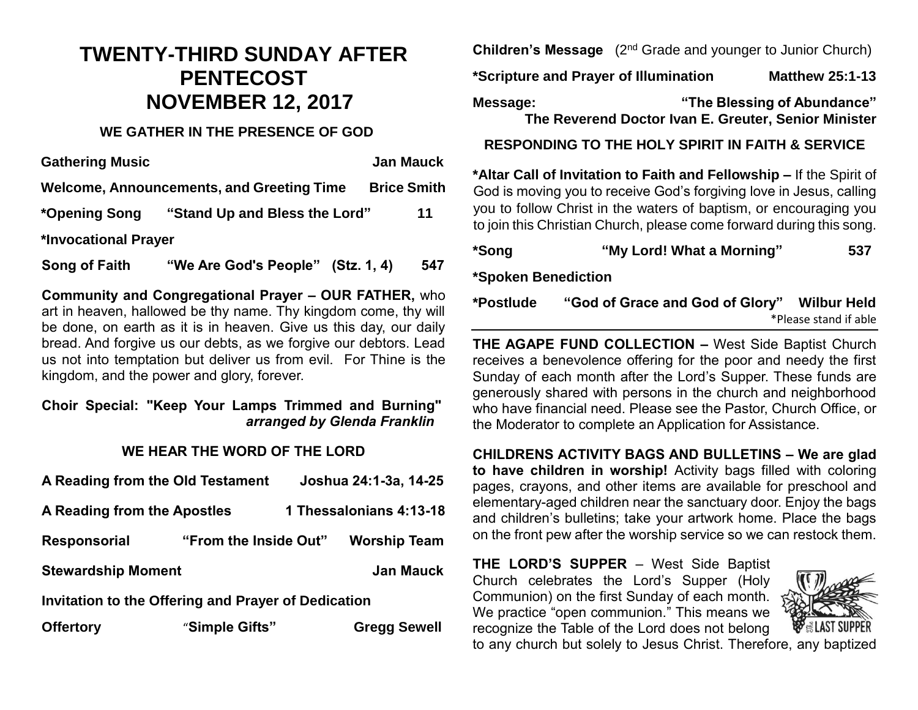# TWENTY-THIRD SUNDAY AFTER PENTECOST NOVEMBER 12, 2017

### WE GATHER IN THE PRESENCE OF GOD

**Gathering Music** **Jan Mauck**

**Welcome, Announcements, and Greeting Time** **Brice Smith**

**\*Opening Song** **"Stand Up and Bless the Lord"** **11**

**\*Invocational Prayer**

**Song of Faith** **"We Are God's People" (Stz. 1, 4)** **547**

**Community and Congregational Prayer – OUR FATHER,** who art in heaven, hallowed be thy name. Thy kingdom come, thy will be done, on earth as it is in heaven. Give us this day, our daily bread. And forgive us our debts, as we forgive our debtors. Lead us not into temptation but deliver us from evil. For Thine is the kingdom, and the power and glory, forever.

**Choir Special: "Keep Your Lamps Trimmed and Burning"** ***arranged by Glenda Franklin***

### WE HEAR THE WORD OF THE LORD

**A Reading from the Old Testament** **Joshua 24:1-3a, 14-25**

**A Reading from the Apostles** **1 Thessalonians 4:13-18**

**Responsorial** **"From the Inside Out"** **Worship Team**

**Stewardship Moment** **Jan Mauck**

**Invitation to the Offering and Prayer of Dedication**

**Offertory** **"Simple Gifts"** **Gregg Sewell**

**Children's Message** (2nd Grade and younger to Junior Church)

**\*Scripture and Prayer of Illumination** **Matthew 25:1-13**

**Message:** **"The Blessing of Abundance"**
**The Reverend Doctor Ivan E. Greuter, Senior Minister**

### RESPONDING TO THE HOLY SPIRIT IN FAITH & SERVICE

**\*Altar Call of Invitation to Faith and Fellowship –** If the Spirit of God is moving you to receive God's forgiving love in Jesus, calling you to follow Christ in the waters of baptism, or encouraging you to join this Christian Church, please come forward during this song.

**\*Song** **"My Lord! What a Morning"** **537**

**\*Spoken Benediction**

**\*Postlude** **"God of Grace and God of Glory"** **Wilbur Held**

\*Please stand if able

---

**THE AGAPE FUND COLLECTION –** West Side Baptist Church receives a benevolence offering for the poor and needy the first Sunday of each month after the Lord's Supper. These funds are generously shared with persons in the church and neighborhood who have financial need. Please see the Pastor, Church Office, or the Moderator to complete an Application for Assistance.

**CHILDRENS ACTIVITY BAGS AND BULLETINS – We are glad to have children in worship!** Activity bags filled with coloring pages, crayons, and other items are available for preschool and elementary-aged children near the sanctuary door. Enjoy the bags and children's bulletins; take your artwork home. Place the bags on the front pew after the worship service so we can restock them.

**THE LORD'S SUPPER** – West Side Baptist Church celebrates the Lord's Supper (Holy Communion) on the first Sunday of each month. We practice "open communion." This means we recognize the Table of the Lord does not belong to any church but solely to Jesus Christ. Therefore, any baptized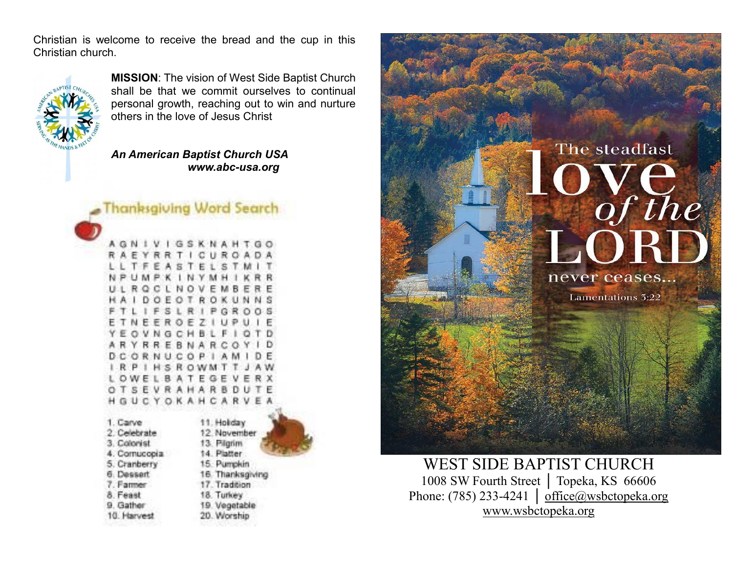Christian is welcome to receive the bread and the cup in this Christian church.

**MISSION**: The vision of West Side Baptist Church shall be that we commit ourselves to continual personal growth, reaching out to win and nurture others in the love of Jesus Christ

***An American Baptist Church USA***
***www.abc-usa.org***

## Thanksgiving Word Search

```
A G N I V I G S K N A H T G O
R A E Y R R T I C U R O A D A
L L T F E A S T E L S T M I T
N P U M P K I N Y M H I K R R
U L R Q C L N O V E M B E R E
H A I D O E O T R O K U N N S
F T L I F S L R I P G R O O S
E T N E E R O E Z I U P U I E
Y E O V N G C H B L F I Q T D
A R Y R R E B N A R C O Y I D
D C O R N U C O P I A M I D E
I R P I H S R O W M T T J A W
L O W E L B A T E G E V E R X
O T S E V R A H A R B D U T E
H G U C Y O K A H C A R V E A
```

1. Carve
2. Celebrate
3. Colonist
4. Cornucopia
5. Cranberry
6. Dessert
7. Farmer
8. Feast
9. Gather
10. Harvest
11. Holiday
12. November
13. Pilgrim
14. Platter
15. Pumpkin
16. Thanksgiving
17. Tradition
18. Turkey
19. Vegetable
20. Worship

The steadfast love of the LORD never ceases...
Lamentations 3:22

WEST SIDE BAPTIST CHURCH
1008 SW Fourth Street | Topeka, KS 66606
Phone: (785) 233-4241 | office@wsbctopeka.org
www.wsbctopeka.org